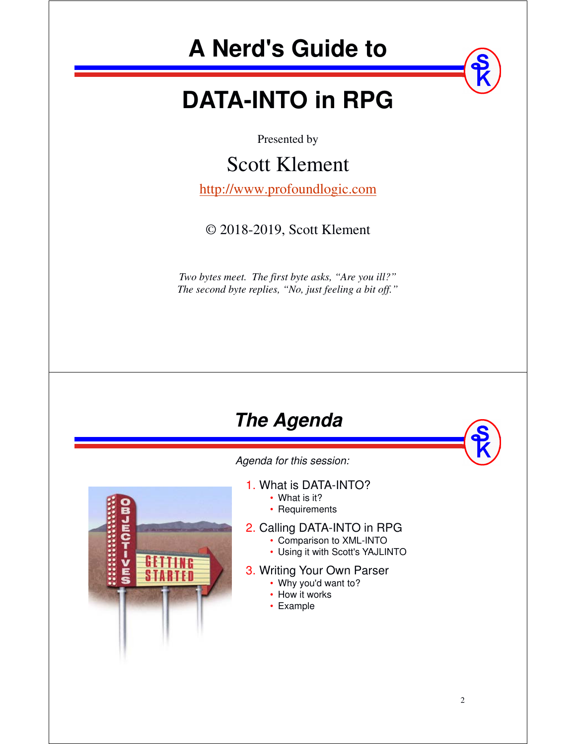# A Nerd's Guide to

# DATA-INTO in RPG

Presented by

Scott Klement

http://www.profoundlogic.com

© 2018-2019, Scott Klement

*Two bytes meet. The first byte asks, "Are you ill?"*
*The second byte replies, "No, just feeling a bit off."*

## *The Agenda*

*Agenda for this session:*

1. What is DATA-INTO?
   - What is it?
   - Requirements
2. Calling DATA-INTO in RPG
   - Comparison to XML-INTO
   - Using it with Scott's YAJLINTO
3. Writing Your Own Parser
   - Why you'd want to?
   - How it works
   - Example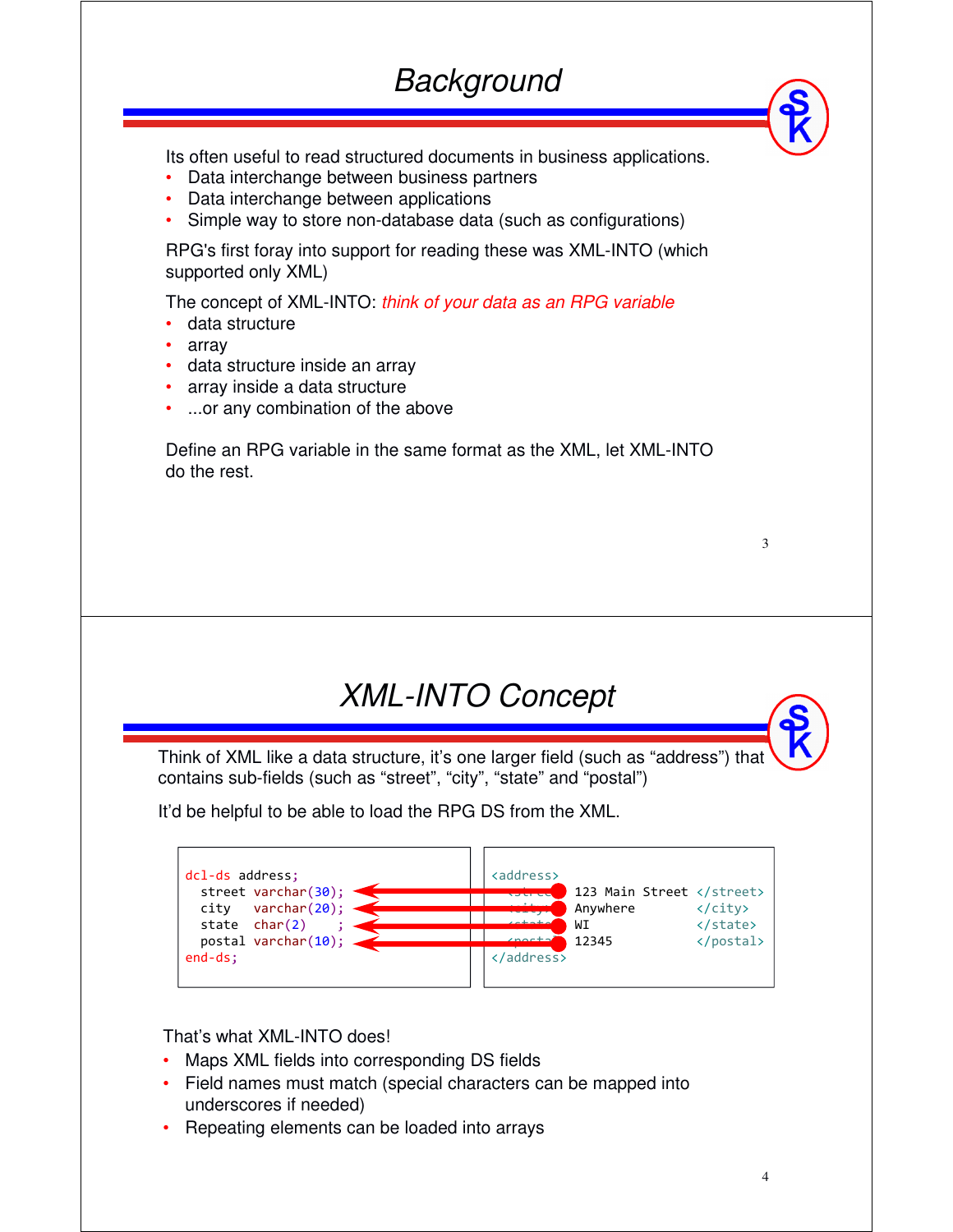# Background

Its often useful to read structured documents in business applications.

- Data interchange between business partners
- Data interchange between applications
- Simple way to store non-database data (such as configurations)

RPG's first foray into support for reading these was XML-INTO (which supported only XML)

The concept of XML-INTO: *think of your data as an RPG variable*

- data structure
- array
- data structure inside an array
- array inside a data structure
- ...or any combination of the above

Define an RPG variable in the same format as the XML, let XML-INTO do the rest.

# XML-INTO Concept

Think of XML like a data structure, it's one larger field (such as "address") that contains sub-fields (such as "street", "city", "state" and "postal")

It'd be helpful to be able to load the RPG DS from the XML.

```
dcl-ds address;
  street varchar(30);
  city   varchar(20);
  state  char(2)    ;
  postal varchar(10);
end-ds;
```

```
<address>
  <street> 123 Main Street </street>
  <city>   Anywhere        </city>
  <state>  WI              </state>
  <postal> 12345           </postal>
</address>
```

That's what XML-INTO does!

- Maps XML fields into corresponding DS fields
- Field names must match (special characters can be mapped into underscores if needed)
- Repeating elements can be loaded into arrays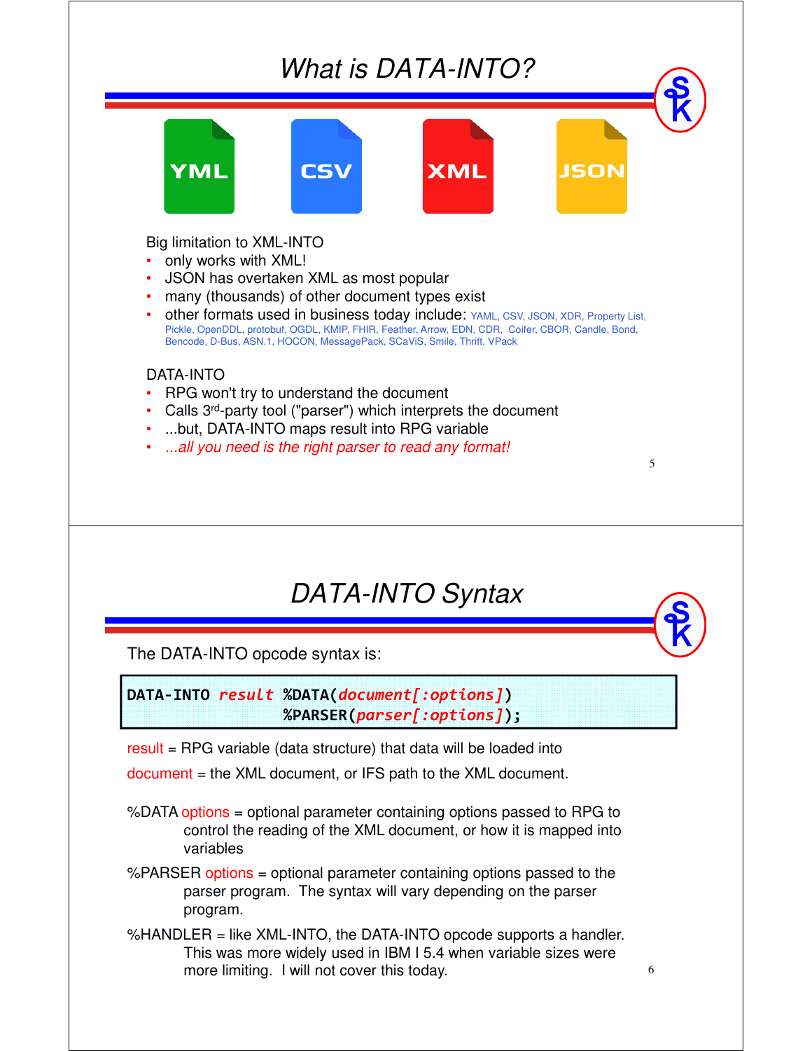# What is DATA-INTO?

YML CSV XML JSON

Big limitation to XML-INTO

- only works with XML!
- JSON has overtaken XML as most popular
- many (thousands) of other document types exist
- other formats used in business today include: YAML, CSV, JSON, XDR, Property List, Pickle, OpenDDL, protobuf, OGDL, KMIP, FHIR, Feather, Arrow, EDN, CDR, Coifer, CBOR, Candle, Bond, Bencode, D-Bus, ASN.1, HOCON, MessagePack, SCaViS, Smile, Thrift, VPack

DATA-INTO

- RPG won't try to understand the document
- Calls 3rd-party tool ("parser") which interprets the document
- ...but, DATA-INTO maps result into RPG variable
- *...all you need is the right parser to read any format!*

# DATA-INTO Syntax

The DATA-INTO opcode syntax is:

```
DATA-INTO result %DATA(document[:options])
                 %PARSER(parser[:options]);
```

result = RPG variable (data structure) that data will be loaded into

document = the XML document, or IFS path to the XML document.

%DATA options = optional parameter containing options passed to RPG to control the reading of the XML document, or how it is mapped into variables

%PARSER options = optional parameter containing options passed to the parser program. The syntax will vary depending on the parser program.

%HANDLER = like XML-INTO, the DATA-INTO opcode supports a handler. This was more widely used in IBM I 5.4 when variable sizes were more limiting. I will not cover this today.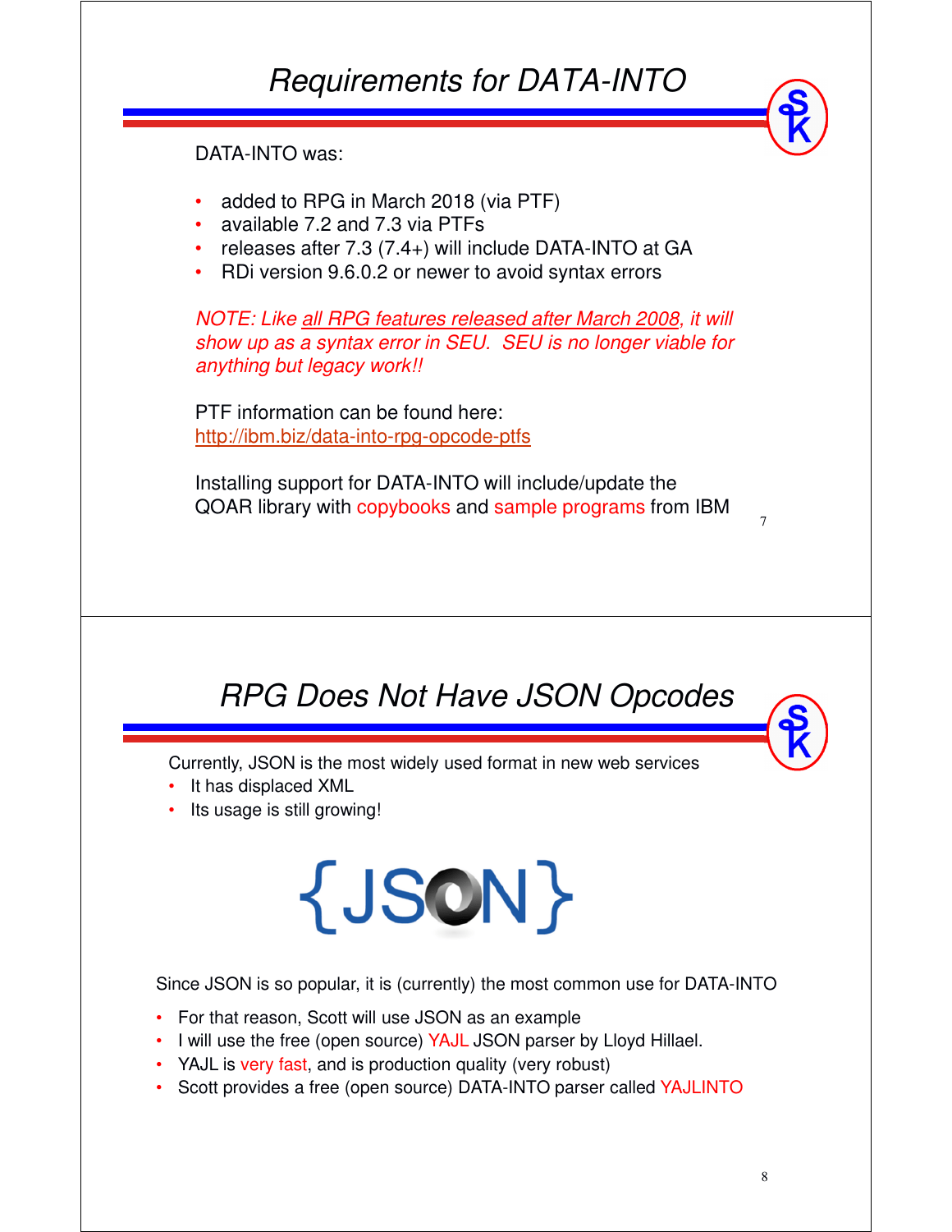# Requirements for DATA-INTO

DATA-INTO was:

- added to RPG in March 2018 (via PTF)
- available 7.2 and 7.3 via PTFs
- releases after 7.3 (7.4+) will include DATA-INTO at GA
- RDi version 9.6.0.2 or newer to avoid syntax errors

*NOTE: Like all RPG features released after March 2008, it will show up as a syntax error in SEU. SEU is no longer viable for anything but legacy work!!*

PTF information can be found here:
http://ibm.biz/data-into-rpg-opcode-ptfs

Installing support for DATA-INTO will include/update the QOAR library with copybooks and sample programs from IBM

# RPG Does Not Have JSON Opcodes

Currently, JSON is the most widely used format in new web services

- It has displaced XML
- Its usage is still growing!

{JSON}

Since JSON is so popular, it is (currently) the most common use for DATA-INTO

- For that reason, Scott will use JSON as an example
- I will use the free (open source) YAJL JSON parser by Lloyd Hillael.
- YAJL is very fast, and is production quality (very robust)
- Scott provides a free (open source) DATA-INTO parser called YAJLINTO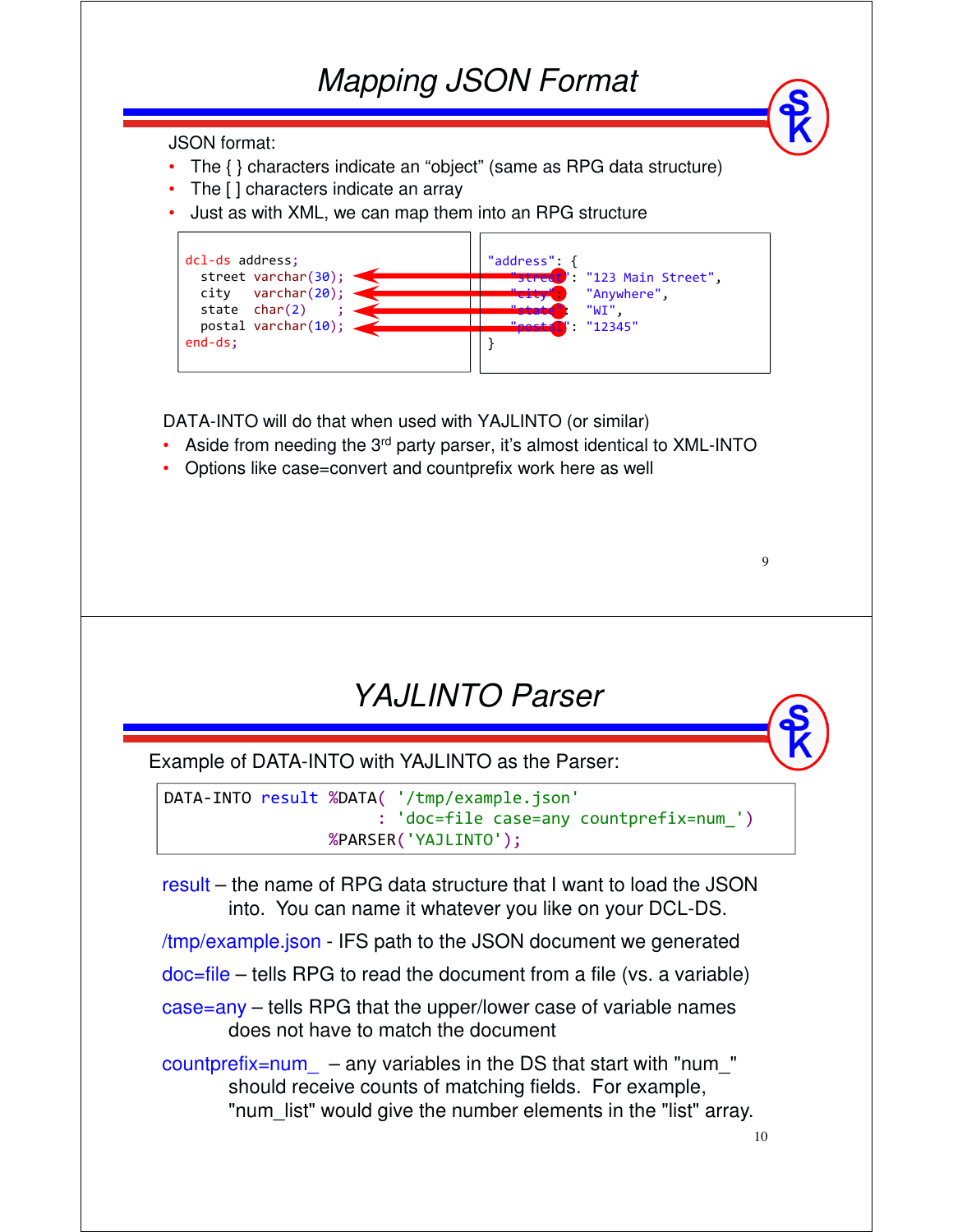# Mapping JSON Format

JSON format:

- The { } characters indicate an "object" (same as RPG data structure)
- The [ ] characters indicate an array
- Just as with XML, we can map them into an RPG structure

```
dcl-ds address;
  street varchar(30);
  city   varchar(20);
  state  char(2)     ;
  postal varchar(10);
end-ds;
```

```
"address": {
    "street": "123 Main Street",
    "city":   "Anywhere",
    "state":  "WI",
    "postal": "12345"
}
```

DATA-INTO will do that when used with YAJLINTO (or similar)

- Aside from needing the 3rd party parser, it's almost identical to XML-INTO
- Options like case=convert and countprefix work here as well

# YAJLINTO Parser

Example of DATA-INTO with YAJLINTO as the Parser:

```
DATA-INTO result %DATA( '/tmp/example.json'
                      : 'doc=file case=any countprefix=num_')
                 %PARSER('YAJLINTO');
```

result – the name of RPG data structure that I want to load the JSON into. You can name it whatever you like on your DCL-DS.

/tmp/example.json - IFS path to the JSON document we generated

doc=file – tells RPG to read the document from a file (vs. a variable)

case=any – tells RPG that the upper/lower case of variable names does not have to match the document

countprefix=num_ – any variables in the DS that start with "num_" should receive counts of matching fields. For example, "num_list" would give the number elements in the "list" array.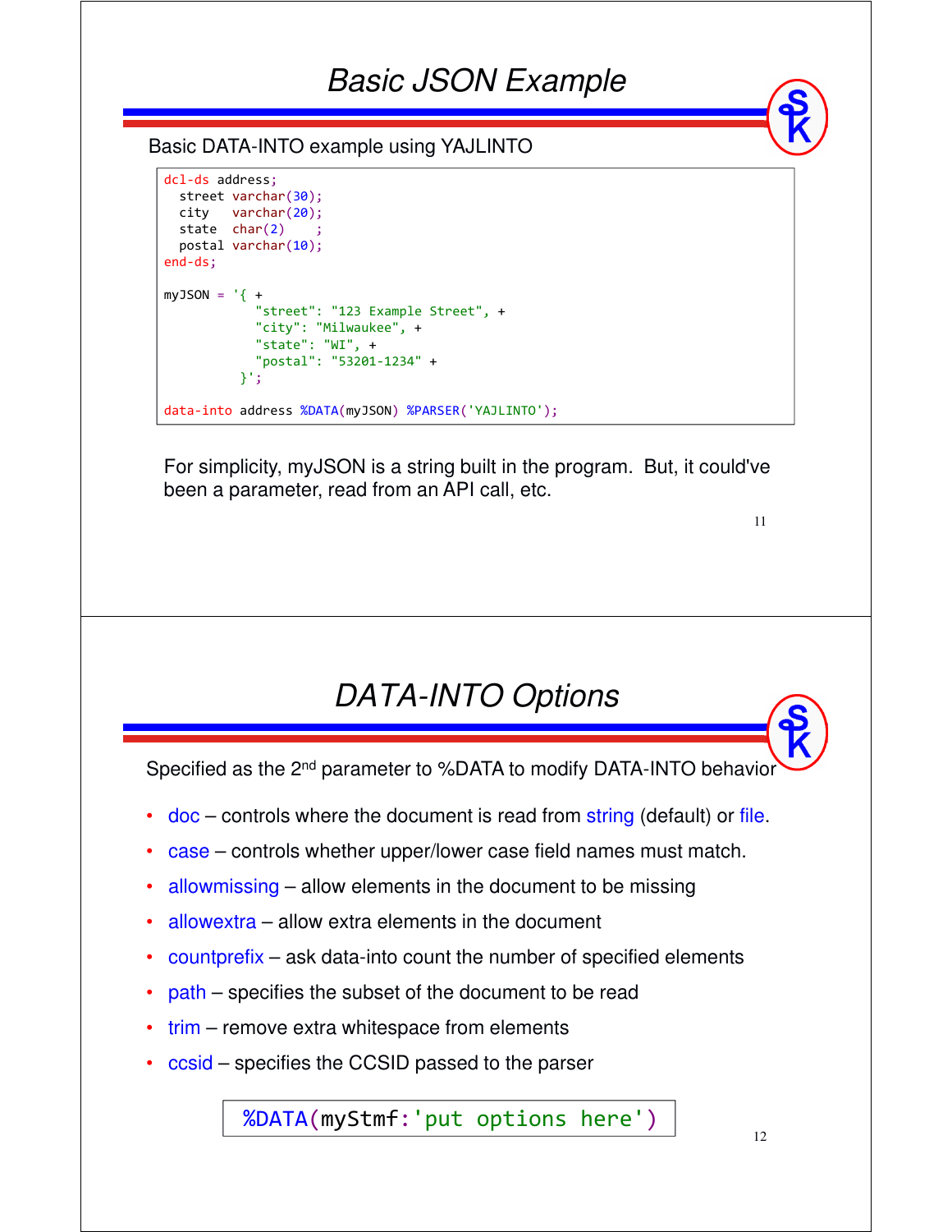# Basic JSON Example

Basic DATA-INTO example using YAJLINTO

```
dcl-ds address;
  street varchar(30);
  city   varchar(20);
  state  char(2)    ;
  postal varchar(10);
end-ds;

myJSON = '{ +
            "street": "123 Example Street", +
            "city": "Milwaukee", +
            "state": "WI", +
            "postal": "53201-1234" +
          }';

data-into address %DATA(myJSON) %PARSER('YAJLINTO');
```

For simplicity, myJSON is a string built in the program. But, it could've been a parameter, read from an API call, etc.

# DATA-INTO Options

Specified as the 2nd parameter to %DATA to modify DATA-INTO behavior

- doc – controls where the document is read from string (default) or file.
- case – controls whether upper/lower case field names must match.
- allowmissing – allow elements in the document to be missing
- allowextra – allow extra elements in the document
- countprefix – ask data-into count the number of specified elements
- path – specifies the subset of the document to be read
- trim – remove extra whitespace from elements
- ccsid – specifies the CCSID passed to the parser

```
%DATA(myStmf:'put options here')
```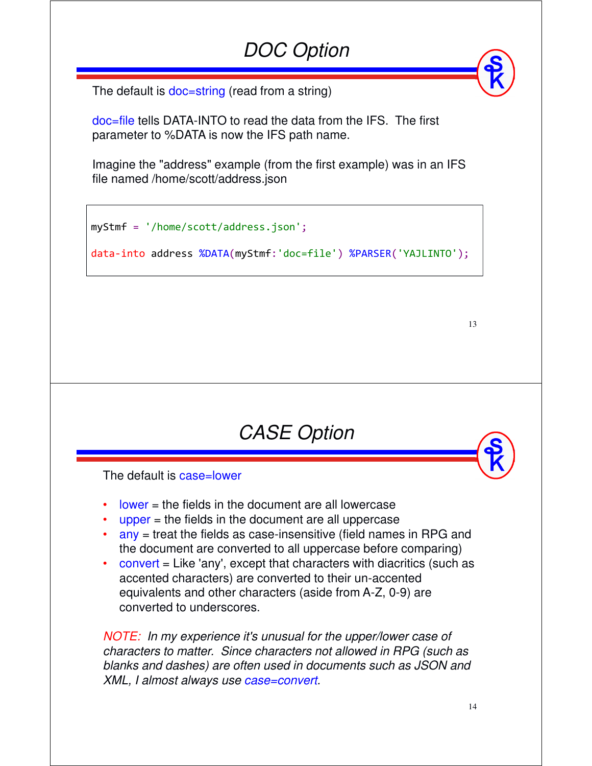# DOC Option

The default is doc=string (read from a string)

doc=file tells DATA-INTO to read the data from the IFS. The first parameter to %DATA is now the IFS path name.

Imagine the "address" example (from the first example) was in an IFS file named /home/scott/address.json

```
myStmf = '/home/scott/address.json';

data-into address %DATA(myStmf:'doc=file') %PARSER('YAJLINTO');
```

# CASE Option

The default is case=lower

- lower = the fields in the document are all lowercase
- upper = the fields in the document are all uppercase
- any = treat the fields as case-insensitive (field names in RPG and the document are converted to all uppercase before comparing)
- convert = Like 'any', except that characters with diacritics (such as accented characters) are converted to their un-accented equivalents and other characters (aside from A-Z, 0-9) are converted to underscores.

*NOTE: In my experience it's unusual for the upper/lower case of characters to matter. Since characters not allowed in RPG (such as blanks and dashes) are often used in documents such as JSON and XML, I almost always use case=convert.*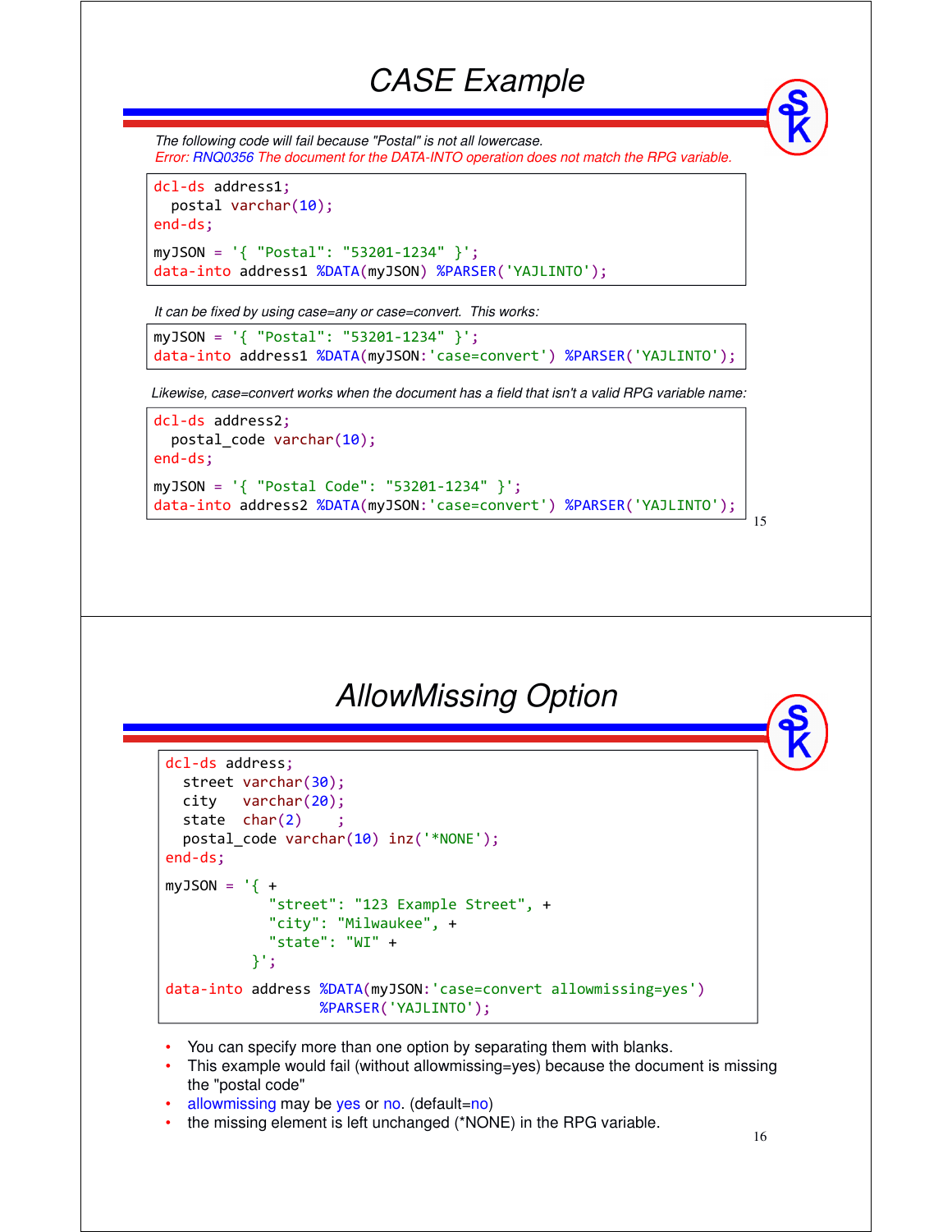# CASE Example

*The following code will fail because "Postal" is not all lowercase.*
*Error: RNQ0356 The document for the DATA-INTO operation does not match the RPG variable.*

```
dcl-ds address1;
  postal varchar(10);
end-ds;

myJSON = '{ "Postal": "53201-1234" }';
data-into address1 %DATA(myJSON) %PARSER('YAJLINTO');
```

*It can be fixed by using case=any or case=convert. This works:*

```
myJSON = '{ "Postal": "53201-1234" }';
data-into address1 %DATA(myJSON:'case=convert') %PARSER('YAJLINTO');
```

*Likewise, case=convert works when the document has a field that isn't a valid RPG variable name:*

```
dcl-ds address2;
  postal_code varchar(10);
end-ds;

myJSON = '{ "Postal Code": "53201-1234" }';
data-into address2 %DATA(myJSON:'case=convert') %PARSER('YAJLINTO');
```

# AllowMissing Option

```
dcl-ds address;
  street varchar(30);
  city   varchar(20);
  state  char(2)     ;
  postal_code varchar(10) inz('*NONE');
end-ds;

myJSON = '{ +
            "street": "123 Example Street", +
            "city": "Milwaukee", +
            "state": "WI" +
          }';

data-into address %DATA(myJSON:'case=convert allowmissing=yes')
                  %PARSER('YAJLINTO');
```

- You can specify more than one option by separating them with blanks.
- This example would fail (without allowmissing=yes) because the document is missing the "postal code"
- allowmissing may be yes or no. (default=no)
- the missing element is left unchanged (*NONE) in the RPG variable.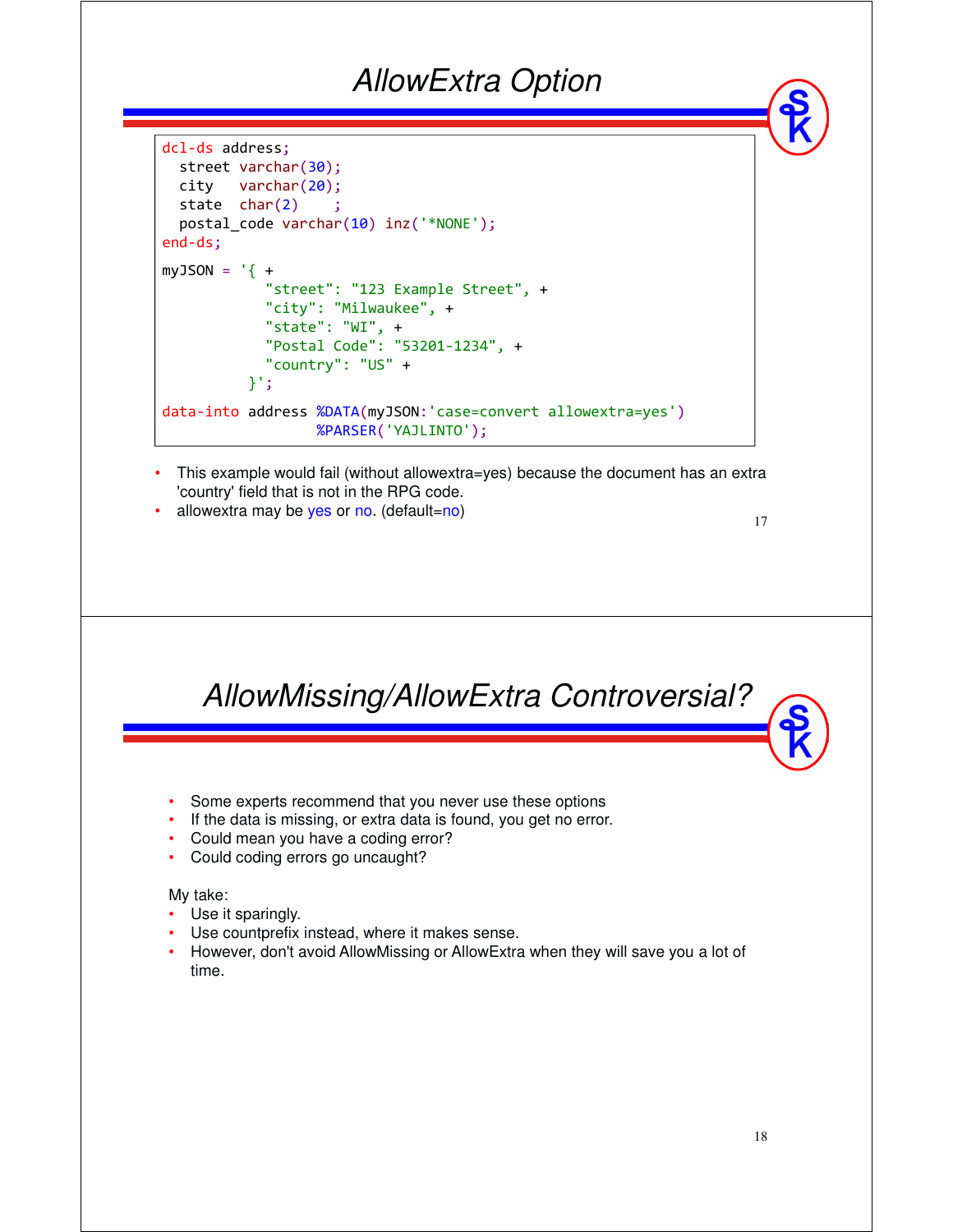# AllowExtra Option

```
dcl-ds address;
  street varchar(30);
  city   varchar(20);
  state  char(2)    ;
  postal_code varchar(10) inz('*NONE');
end-ds;

myJSON = '{ +
            "street": "123 Example Street", +
            "city": "Milwaukee", +
            "state": "WI", +
            "Postal Code": "53201-1234", +
            "country": "US" +
          }';

data-into address %DATA(myJSON:'case=convert allowextra=yes')
                  %PARSER('YAJLINTO');
```

- This example would fail (without allowextra=yes) because the document has an extra 'country' field that is not in the RPG code.
- allowextra may be yes or no. (default=no)

# AllowMissing/AllowExtra Controversial?

- Some experts recommend that you never use these options
- If the data is missing, or extra data is found, you get no error.
- Could mean you have a coding error?
- Could coding errors go uncaught?

My take:

- Use it sparingly.
- Use countprefix instead, where it makes sense.
- However, don't avoid AllowMissing or AllowExtra when they will save you a lot of time.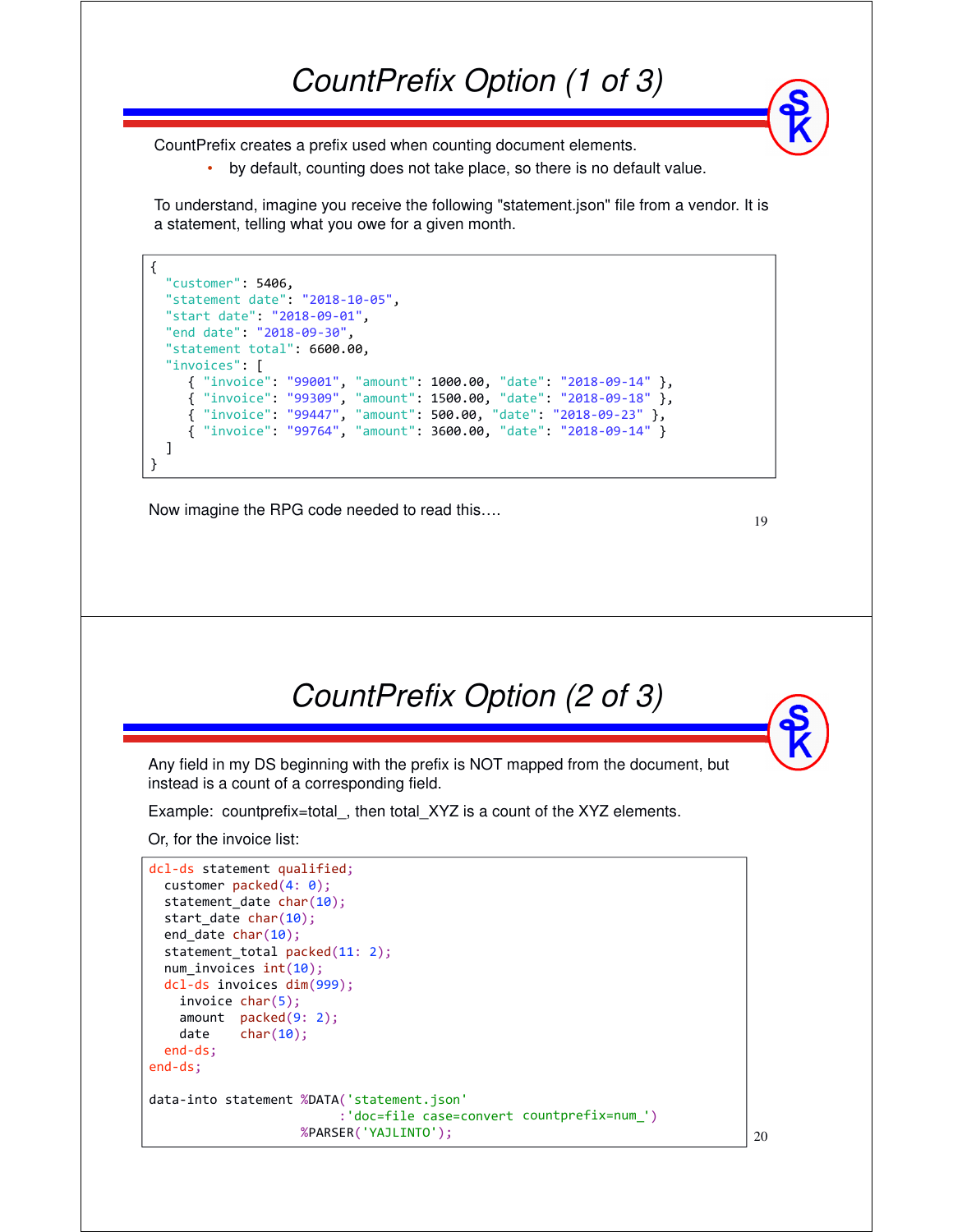# CountPrefix Option (1 of 3)

CountPrefix creates a prefix used when counting document elements.

- by default, counting does not take place, so there is no default value.

To understand, imagine you receive the following "statement.json" file from a vendor. It is a statement, telling what you owe for a given month.

```
{
  "customer": 5406,
  "statement date": "2018-10-05",
  "start date": "2018-09-01",
  "end date": "2018-09-30",
  "statement total": 6600.00,
  "invoices": [
     { "invoice": "99001", "amount": 1000.00, "date": "2018-09-14" },
     { "invoice": "99309", "amount": 1500.00, "date": "2018-09-18" },
     { "invoice": "99447", "amount": 500.00, "date": "2018-09-23" },
     { "invoice": "99764", "amount": 3600.00, "date": "2018-09-14" }
  ]
}
```

Now imagine the RPG code needed to read this….

# CountPrefix Option (2 of 3)

Any field in my DS beginning with the prefix is NOT mapped from the document, but instead is a count of a corresponding field.

Example: countprefix=total_, then total_XYZ is a count of the XYZ elements.

Or, for the invoice list:

```
dcl-ds statement qualified;
  customer packed(4: 0);
  statement_date char(10);
  start_date char(10);
  end_date char(10);
  statement_total packed(11: 2);
  num_invoices int(10);
  dcl-ds invoices dim(999);
    invoice char(5);
    amount  packed(9: 2);
    date    char(10);
  end-ds;
end-ds;

data-into statement %DATA('statement.json'
                         :'doc=file case=convert countprefix=num_')
                    %PARSER('YAJLINTO');
```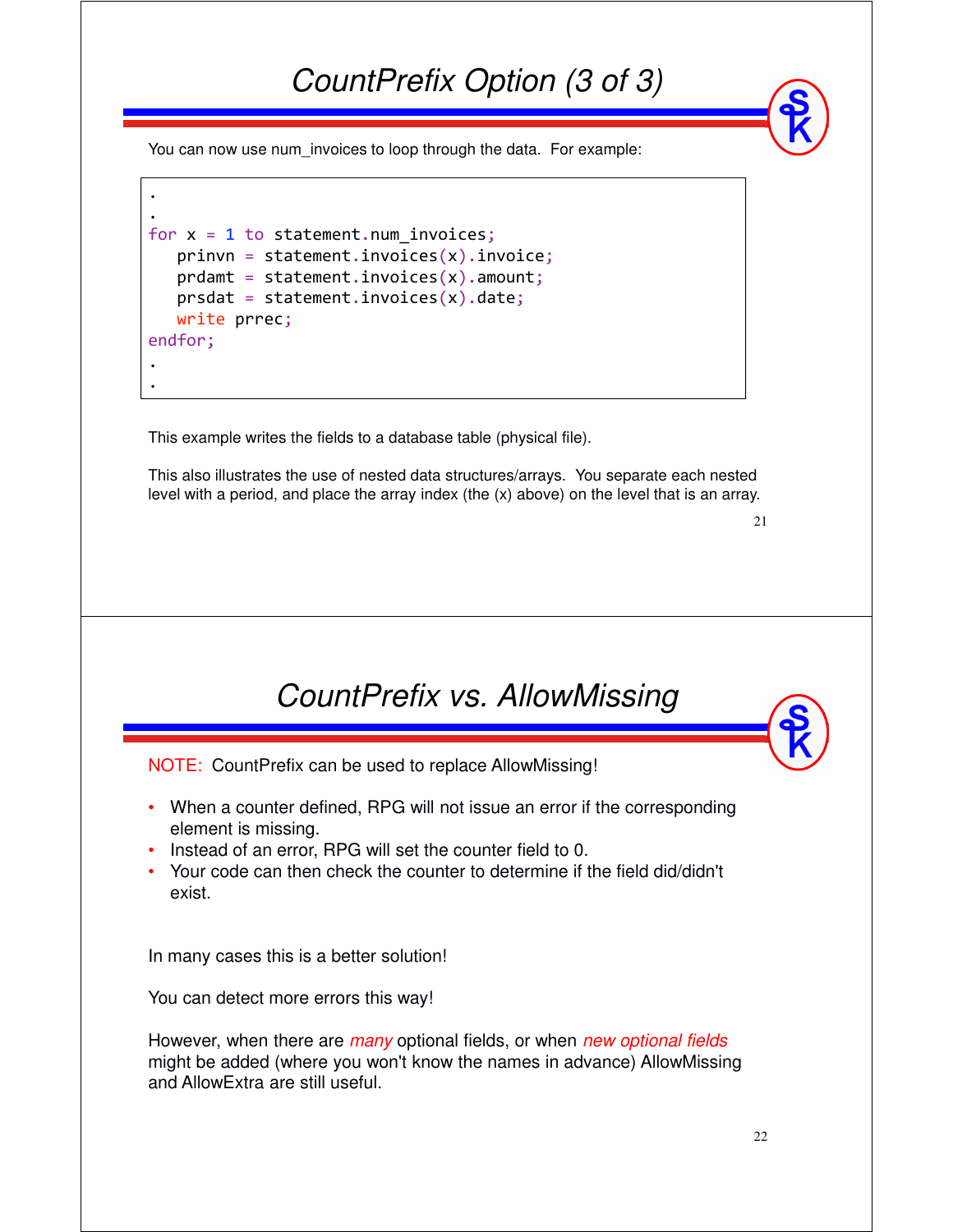# CountPrefix Option (3 of 3)

You can now use num_invoices to loop through the data. For example:

```
.
.
for x = 1 to statement.num_invoices;
   prinvn = statement.invoices(x).invoice;
   prdamt = statement.invoices(x).amount;
   prsdat = statement.invoices(x).date;
   write prrec;
endfor;
.
.
```

This example writes the fields to a database table (physical file).

This also illustrates the use of nested data structures/arrays. You separate each nested level with a period, and place the array index (the (x) above) on the level that is an array.

# CountPrefix vs. AllowMissing

NOTE: CountPrefix can be used to replace AllowMissing!

- When a counter defined, RPG will not issue an error if the corresponding element is missing.
- Instead of an error, RPG will set the counter field to 0.
- Your code can then check the counter to determine if the field did/didn't exist.

In many cases this is a better solution!

You can detect more errors this way!

However, when there are *many* optional fields, or when *new optional fields* might be added (where you won't know the names in advance) AllowMissing and AllowExtra are still useful.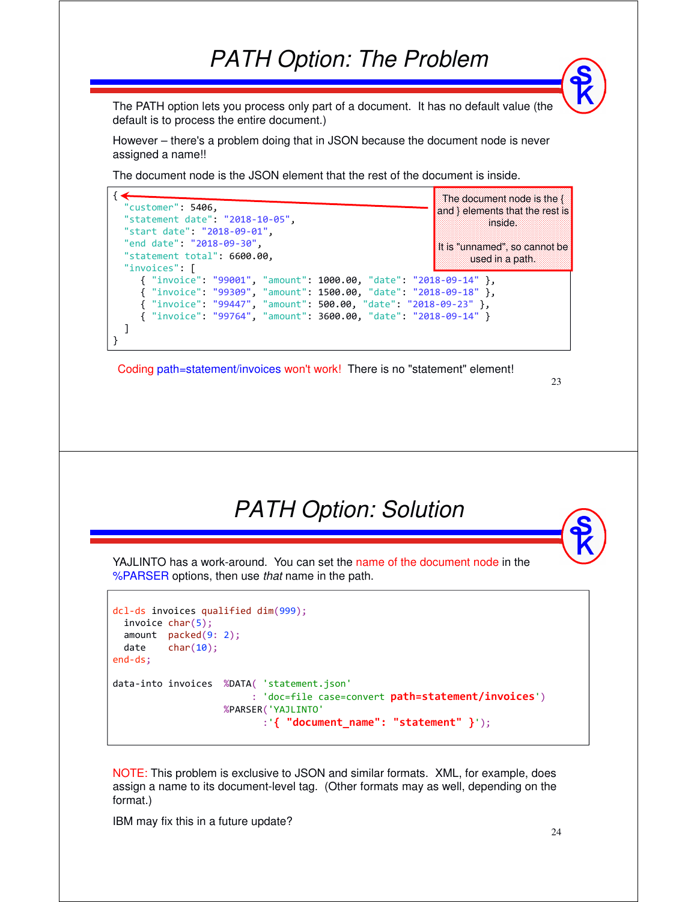# PATH Option: The Problem

The PATH option lets you process only part of a document. It has no default value (the default is to process the entire document.)

However – there's a problem doing that in JSON because the document node is never assigned a name!!

The document node is the JSON element that the rest of the document is inside.

```
{
  "customer": 5406,
  "statement date": "2018-10-05",
  "start date": "2018-09-01",
  "end date": "2018-09-30",
  "statement total": 6600.00,
  "invoices": [
     { "invoice": "99001", "amount": 1000.00, "date": "2018-09-14" },
     { "invoice": "99309", "amount": 1500.00, "date": "2018-09-18" },
     { "invoice": "99447", "amount": 500.00, "date": "2018-09-23" },
     { "invoice": "99764", "amount": 3600.00, "date": "2018-09-14" }
  ]
}
```

The document node is the { and } elements that the rest is inside.

It is "unnamed", so cannot be used in a path.

Coding path=statement/invoices won't work! There is no "statement" element!

# PATH Option: Solution

YAJLINTO has a work-around. You can set the name of the document node in the %PARSER options, then use *that* name in the path.

```
dcl-ds invoices qualified dim(999);
  invoice char(5);
  amount  packed(9: 2);
  date    char(10);
end-ds;

data-into invoices  %DATA( 'statement.json'
                         : 'doc=file case=convert path=statement/invoices')
                    %PARSER('YAJLINTO'
                           :'{ "document_name": "statement" }');
```

NOTE: This problem is exclusive to JSON and similar formats. XML, for example, does assign a name to its document-level tag. (Other formats may as well, depending on the format.)

IBM may fix this in a future update?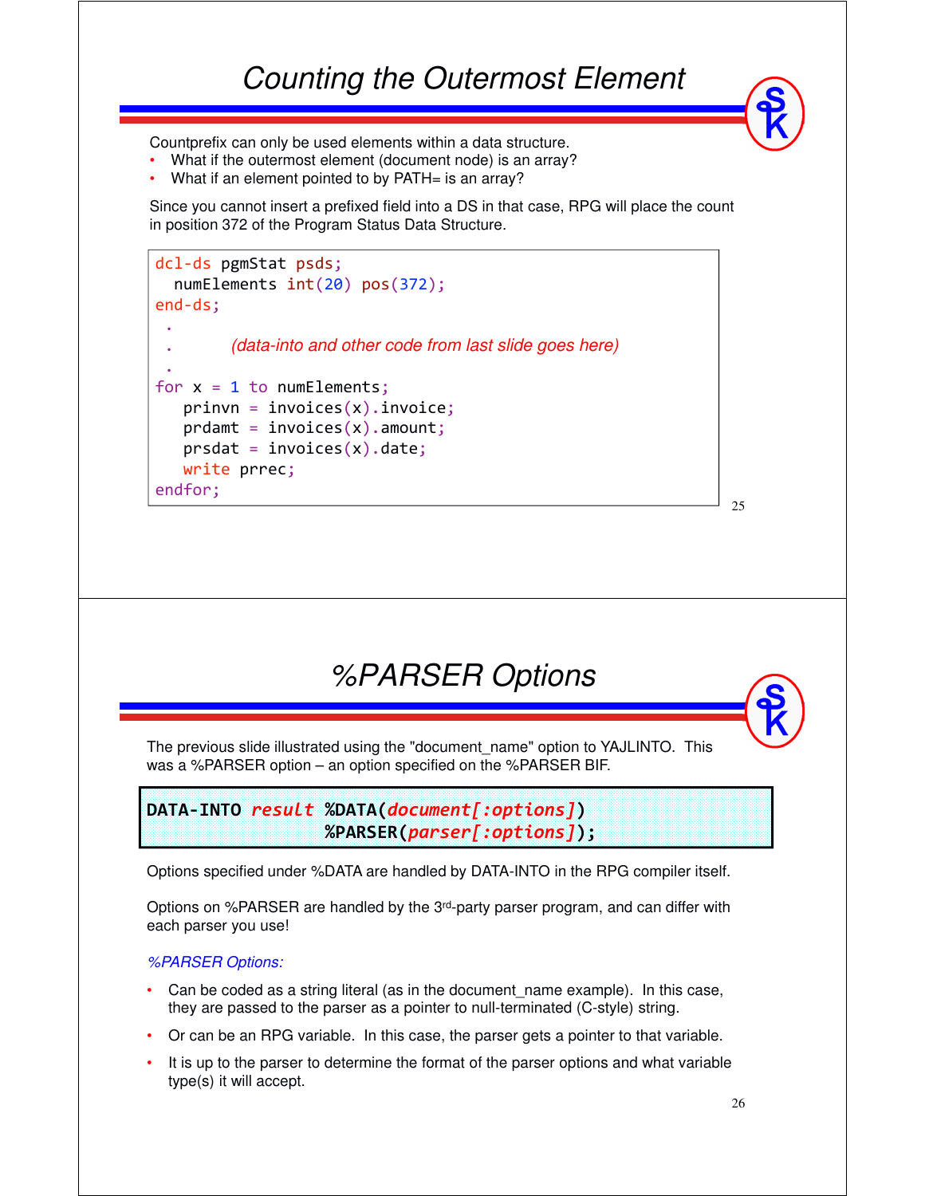# Counting the Outermost Element

Countprefix can only be used elements within a data structure.

- What if the outermost element (document node) is an array?
- What if an element pointed to by PATH= is an array?

Since you cannot insert a prefixed field into a DS in that case, RPG will place the count in position 372 of the Program Status Data Structure.

```
dcl-ds pgmStat psds;
  numElements int(20) pos(372);
end-ds;
 .
 .       (data-into and other code from last slide goes here)
 .
for x = 1 to numElements;
   prinvn = invoices(x).invoice;
   prdamt = invoices(x).amount;
   prsdat = invoices(x).date;
   write prrec;
endfor;
```

# %PARSER Options

The previous slide illustrated using the "document_name" option to YAJLINTO. This was a %PARSER option – an option specified on the %PARSER BIF.

```
DATA-INTO result %DATA(document[:options])
                 %PARSER(parser[:options]);
```

Options specified under %DATA are handled by DATA-INTO in the RPG compiler itself.

Options on %PARSER are handled by the 3rd-party parser program, and can differ with each parser you use!

*%PARSER Options:*

- Can be coded as a string literal (as in the document_name example). In this case, they are passed to the parser as a pointer to null-terminated (C-style) string.
- Or can be an RPG variable. In this case, the parser gets a pointer to that variable.
- It is up to the parser to determine the format of the parser options and what variable type(s) it will accept.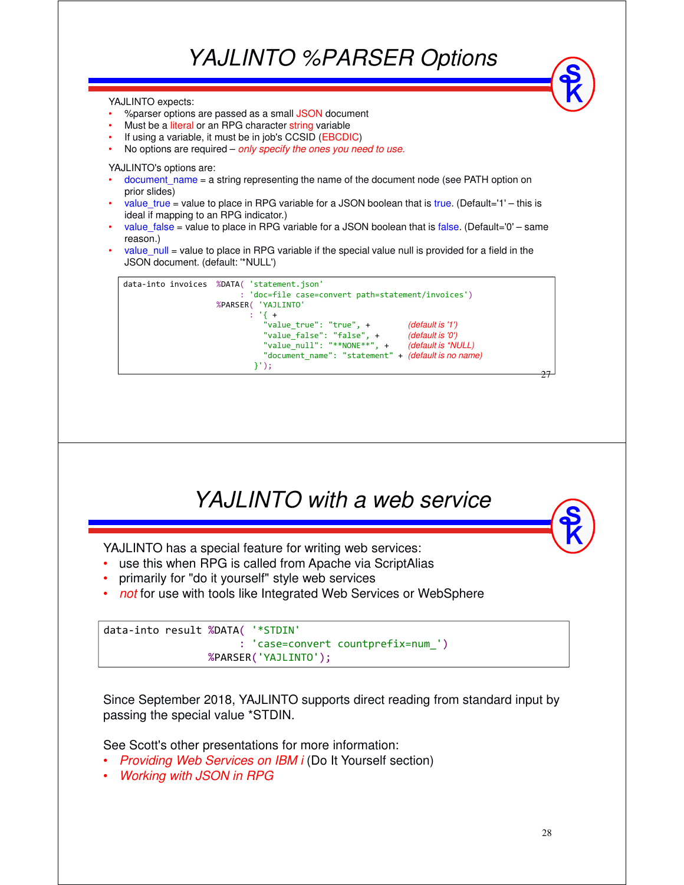# YAJLINTO %PARSER Options

YAJLINTO expects:

- %parser options are passed as a small JSON document
- Must be a literal or an RPG character string variable
- If using a variable, it must be in job's CCSID (EBCDIC)
- No options are required – *only specify the ones you need to use.*

YAJLINTO's options are:

- document_name = a string representing the name of the document node (see PATH option on prior slides)
- value_true = value to place in RPG variable for a JSON boolean that is true. (Default='1' – this is ideal if mapping to an RPG indicator.)
- value_false = value to place in RPG variable for a JSON boolean that is false. (Default='0' – same reason.)
- value_null = value to place in RPG variable if the special value null is provided for a field in the JSON document. (default: '*NULL')

```
data-into invoices  %DATA( 'statement.json'
                         : 'doc=file case=convert path=statement/invoices')
                    %PARSER( 'YAJLINTO'
                           : '{ +
                              "value_true": "true", +         (default is '1')
                              "value_false": "false", +       (default is '0')
                              "value_null": "**NONE**", +     (default is *NULL)
                              "document_name": "statement" +  (default is no name)
                            }');
```

# YAJLINTO with a web service

YAJLINTO has a special feature for writing web services:

- use this when RPG is called from Apache via ScriptAlias
- primarily for "do it yourself" style web services
- *not* for use with tools like Integrated Web Services or WebSphere

```
data-into result %DATA( '*STDIN'
                      : 'case=convert countprefix=num_')
                 %PARSER('YAJLINTO');
```

Since September 2018, YAJLINTO supports direct reading from standard input by passing the special value *STDIN.

See Scott's other presentations for more information:

- *Providing Web Services on IBM i* (Do It Yourself section)
- *Working with JSON in RPG*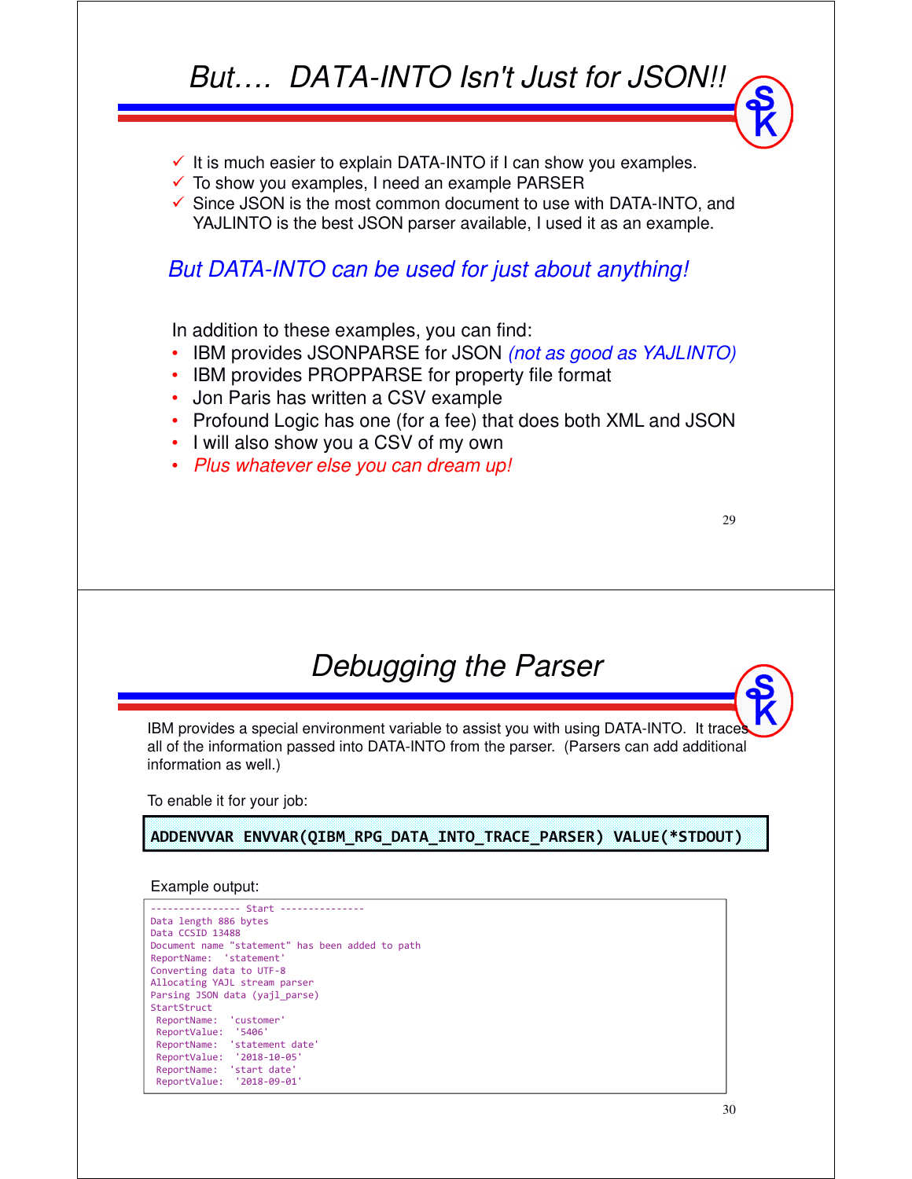# But…. DATA-INTO Isn't Just for JSON!!

- ✓ It is much easier to explain DATA-INTO if I can show you examples.
- ✓ To show you examples, I need an example PARSER
- ✓ Since JSON is the most common document to use with DATA-INTO, and YAJLINTO is the best JSON parser available, I used it as an example.

*But DATA-INTO can be used for just about anything!*

In addition to these examples, you can find:

- IBM provides JSONPARSE for JSON *(not as good as YAJLINTO)*
- IBM provides PROPPARSE for property file format
- Jon Paris has written a CSV example
- Profound Logic has one (for a fee) that does both XML and JSON
- I will also show you a CSV of my own
- *Plus whatever else you can dream up!*

# Debugging the Parser

IBM provides a special environment variable to assist you with using DATA-INTO. It traces all of the information passed into DATA-INTO from the parser. (Parsers can add additional information as well.)

To enable it for your job:

```
ADDENVVAR ENVVAR(QIBM_RPG_DATA_INTO_TRACE_PARSER) VALUE(*STDOUT)
```

Example output:

```
---------------- Start ---------------
Data length 886 bytes
Data CCSID 13488
Document name "statement" has been added to path
ReportName:  'statement'
Converting data to UTF-8
Allocating YAJL stream parser
Parsing JSON data (yajl_parse)
StartStruct
 ReportName:  'customer'
 ReportValue:  '5406'
 ReportName:  'statement date'
 ReportValue:  '2018-10-05'
 ReportName:  'start date'
 ReportValue:  '2018-09-01'
```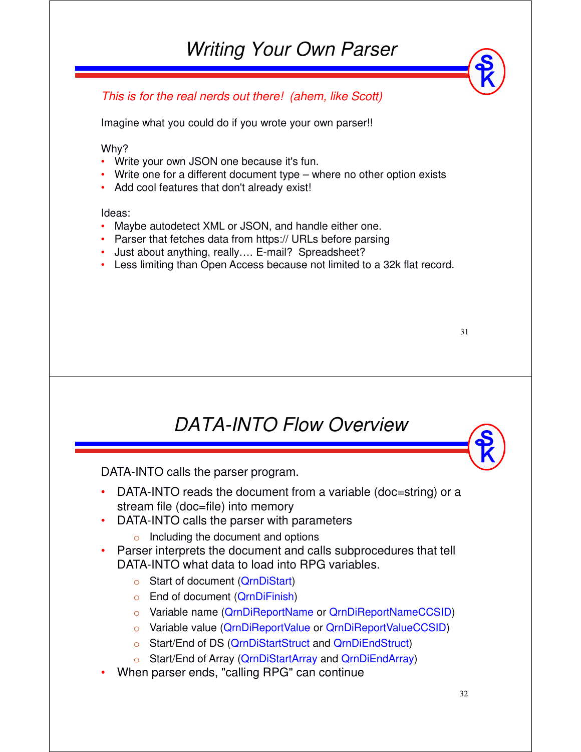# Writing Your Own Parser

*This is for the real nerds out there! (ahem, like Scott)*

Imagine what you could do if you wrote your own parser!!

Why?

- Write your own JSON one because it's fun.
- Write one for a different document type – where no other option exists
- Add cool features that don't already exist!

Ideas:

- Maybe autodetect XML or JSON, and handle either one.
- Parser that fetches data from https:// URLs before parsing
- Just about anything, really…. E-mail? Spreadsheet?
- Less limiting than Open Access because not limited to a 32k flat record.

# DATA-INTO Flow Overview

DATA-INTO calls the parser program.

- DATA-INTO reads the document from a variable (doc=string) or a stream file (doc=file) into memory
- DATA-INTO calls the parser with parameters
  - Including the document and options
- Parser interprets the document and calls subprocedures that tell DATA-INTO what data to load into RPG variables.
  - Start of document (QrnDiStart)
  - End of document (QrnDiFinish)
  - Variable name (QrnDiReportName or QrnDiReportNameCCSID)
  - Variable value (QrnDiReportValue or QrnDiReportValueCCSID)
  - Start/End of DS (QrnDiStartStruct and QrnDiEndStruct)
  - Start/End of Array (QrnDiStartArray and QrnDiEndArray)
- When parser ends, "calling RPG" can continue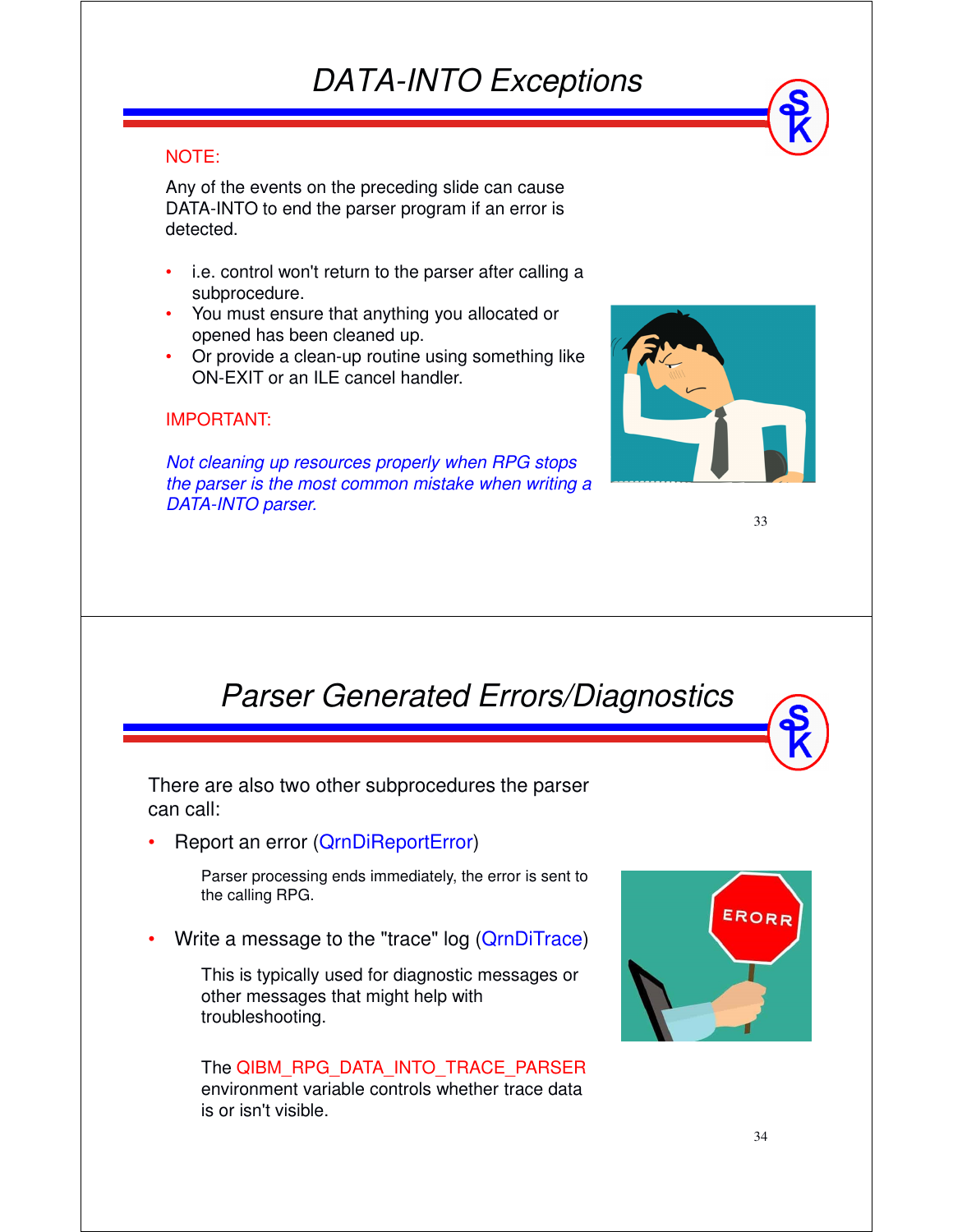## *DATA-INTO Exceptions*

NOTE:

Any of the events on the preceding slide can cause DATA-INTO to end the parser program if an error is detected.

- i.e. control won't return to the parser after calling a subprocedure.
- You must ensure that anything you allocated or opened has been cleaned up.
- Or provide a clean-up routine using something like ON-EXIT or an ILE cancel handler.

IMPORTANT:

*Not cleaning up resources properly when RPG stops the parser is the most common mistake when writing a DATA-INTO parser.*

## *Parser Generated Errors/Diagnostics*

There are also two other subprocedures the parser can call:

- Report an error (QrnDiReportError)

  Parser processing ends immediately, the error is sent to the calling RPG.

- Write a message to the "trace" log (QrnDiTrace)

  This is typically used for diagnostic messages or other messages that might help with troubleshooting.

  The QIBM_RPG_DATA_INTO_TRACE_PARSER environment variable controls whether trace data is or isn't visible.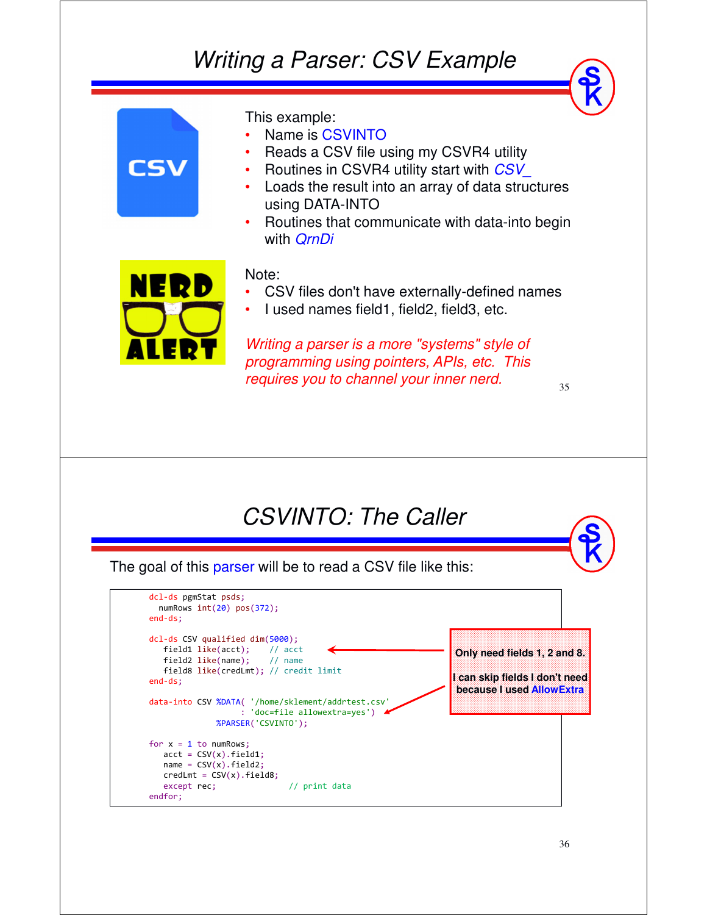# Writing a Parser: CSV Example

This example:

- Name is CSVINTO
- Reads a CSV file using my CSVR4 utility
- Routines in CSVR4 utility start with *CSV_*
- Loads the result into an array of data structures using DATA-INTO
- Routines that communicate with data-into begin with *QrnDi*

Note:

- CSV files don't have externally-defined names
- I used names field1, field2, field3, etc.

*Writing a parser is a more "systems" style of programming using pointers, APIs, etc. This requires you to channel your inner nerd.*

# CSVINTO: The Caller

The goal of this parser will be to read a CSV file like this:

```
dcl-ds pgmStat psds;
  numRows int(20) pos(372);
end-ds;

dcl-ds CSV qualified dim(5000);
   field1 like(acct);    // acct
   field2 like(name);    // name
   field8 like(credLmt); // credit limit
end-ds;

data-into CSV %DATA( '/home/sklement/addrtest.csv'
                   : 'doc=file allowextra=yes')
              %PARSER('CSVINTO');

for x = 1 to numRows;
   acct = CSV(x).field1;
   name = CSV(x).field2;
   credLmt = CSV(x).field8;
   except rec;              // print data
endfor;
```

**Only need fields 1, 2 and 8.**

**I can skip fields I don't need because I used AllowExtra**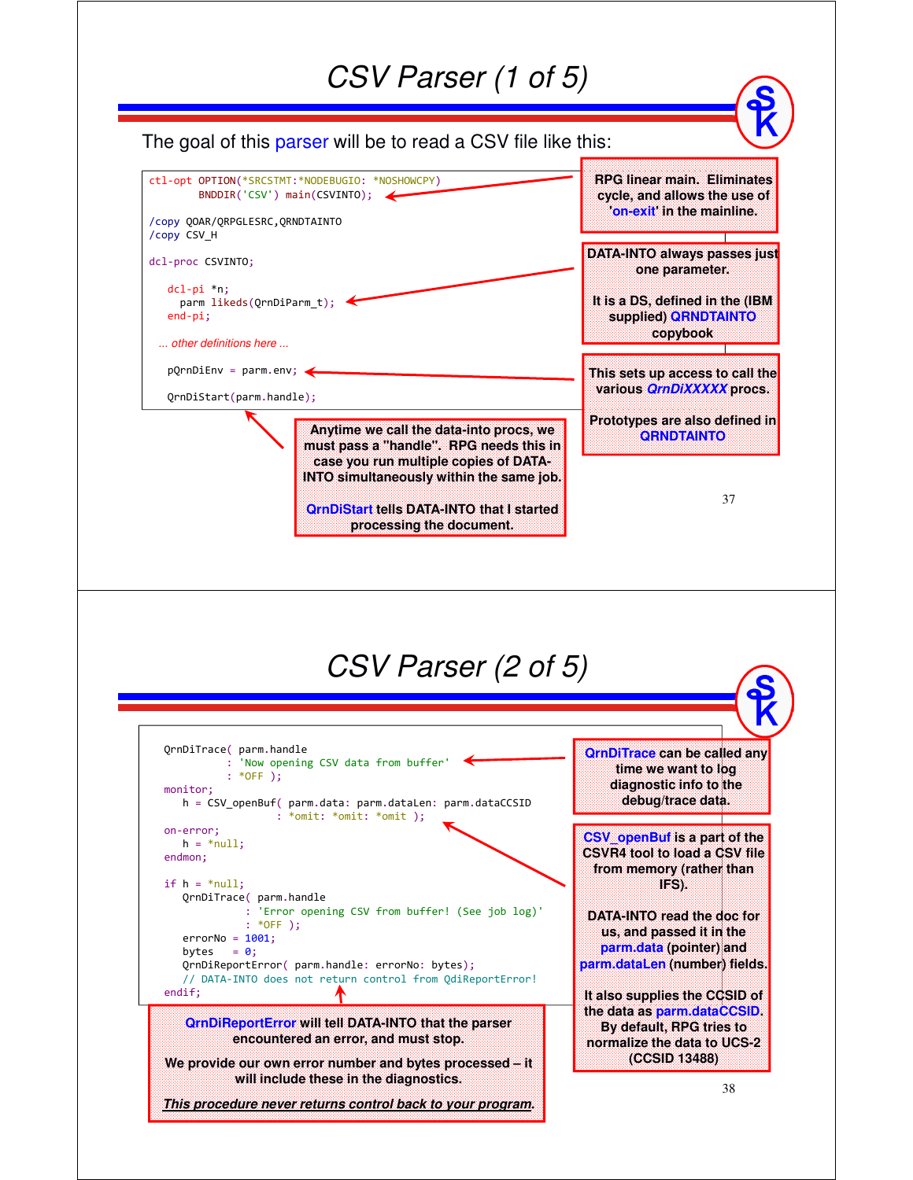# CSV Parser (1 of 5)

The goal of this parser will be to read a CSV file like this:

```
ctl-opt OPTION(*SRCSTMT:*NODEBUGIO: *NOSHOWCPY)
        BNDDIR('CSV') main(CSVINTO);

/copy QOAR/QRPGLESRC,QRNDTAINTO
/copy CSV_H

dcl-proc CSVINTO;

   dcl-pi *n;
     parm likeds(QrnDiParm_t);
   end-pi;

 ... other definitions here ...

   pQrnDiEnv = parm.env;

   QrnDiStart(parm.handle);
```

**RPG linear main. Eliminates cycle, and allows the use of 'on-exit' in the mainline.**

**DATA-INTO always passes just one parameter.**

**It is a DS, defined in the (IBM supplied) QRNDTAINTO copybook**

**This sets up access to call the various *QrnDiXXXXX* procs.**

**Prototypes are also defined in QRNDTAINTO**

**Anytime we call the data-into procs, we must pass a "handle". RPG needs this in case you run multiple copies of DATA-INTO simultaneously within the same job.**

**QrnDiStart tells DATA-INTO that I started processing the document.**

# CSV Parser (2 of 5)

```
QrnDiTrace( parm.handle
          : 'Now opening CSV data from buffer'
          : *OFF );
monitor;
   h = CSV_openBuf( parm.data: parm.dataLen: parm.dataCCSID
                  : *omit: *omit: *omit );
on-error;
   h = *null;
endmon;

if h = *null;
   QrnDiTrace( parm.handle
             : 'Error opening CSV from buffer! (See job log)'
             : *OFF );
   errorNo = 1001;
   bytes   = 0;
   QrnDiReportError( parm.handle: errorNo: bytes);
   // DATA-INTO does not return control from QdiReportError!
endif;
```

**QrnDiTrace can be called any time we want to log diagnostic info to the debug/trace data.**

**CSV_openBuf is a part of the CSVR4 tool to load a CSV file from memory (rather than IFS).**

**DATA-INTO read the doc for us, and passed it in the parm.data (pointer) and parm.dataLen (number) fields.**

**It also supplies the CCSID of the data as parm.dataCCSID. By default, RPG tries to normalize the data to UCS-2 (CCSID 13488)**

**QrnDiReportError will tell DATA-INTO that the parser encountered an error, and must stop.**

**We provide our own error number and bytes processed – it will include these in the diagnostics.**

***This procedure never returns control back to your program.***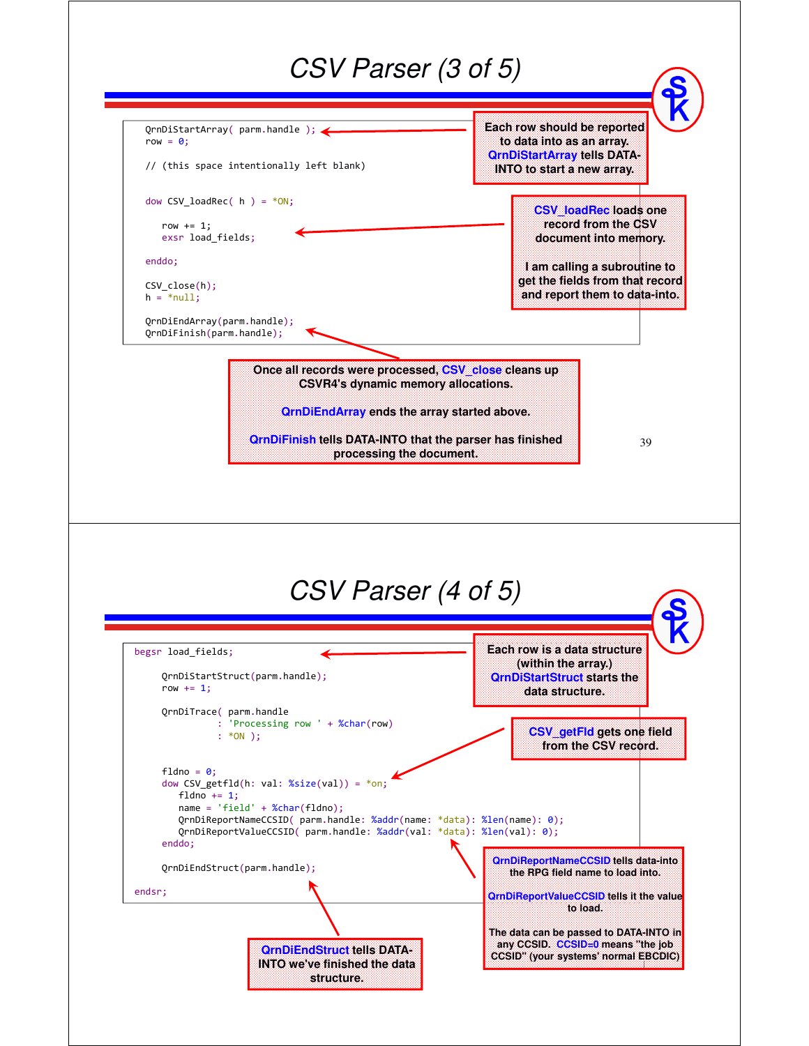# CSV Parser (3 of 5)

```
QrnDiStartArray( parm.handle );
row = 0;

// (this space intentionally left blank)


dow CSV_loadRec( h ) = *ON;

   row += 1;
   exsr load_fields;

enddo;

CSV_close(h);
h = *null;

QrnDiEndArray(parm.handle);
QrnDiFinish(parm.handle);
```

**Each row should be reported to data into as an array. QrnDiStartArray tells DATA-INTO to start a new array.**

**CSV_loadRec loads one record from the CSV document into memory.**

**I am calling a subroutine to get the fields from that record and report them to data-into.**

**Once all records were processed, CSV_close cleans up CSVR4's dynamic memory allocations.**

**QrnDiEndArray ends the array started above.**

**QrnDiFinish tells DATA-INTO that the parser has finished processing the document.**

# CSV Parser (4 of 5)

```
begsr load_fields;

     QrnDiStartStruct(parm.handle);
     row += 1;

     QrnDiTrace( parm.handle
               : 'Processing row ' + %char(row)
               : *ON );


     fldno = 0;
     dow CSV_getfld(h: val: %size(val)) = *on;
        fldno += 1;
        name = 'field' + %char(fldno);
        QrnDiReportNameCCSID( parm.handle: %addr(name: *data): %len(name): 0);
        QrnDiReportValueCCSID( parm.handle: %addr(val: *data): %len(val): 0);
     enddo;

     QrnDiEndStruct(parm.handle);

endsr;
```

**Each row is a data structure (within the array.) QrnDiStartStruct starts the data structure.**

**CSV_getFld gets one field from the CSV record.**

**QrnDiReportNameCCSID tells data-into the RPG field name to load into.**

**QrnDiReportValueCCSID tells it the value to load.**

**The data can be passed to DATA-INTO in any CCSID. CCSID=0 means "the job CCSID" (your systems' normal EBCDIC)**

**QrnDiEndStruct tells DATA-INTO we've finished the data structure.**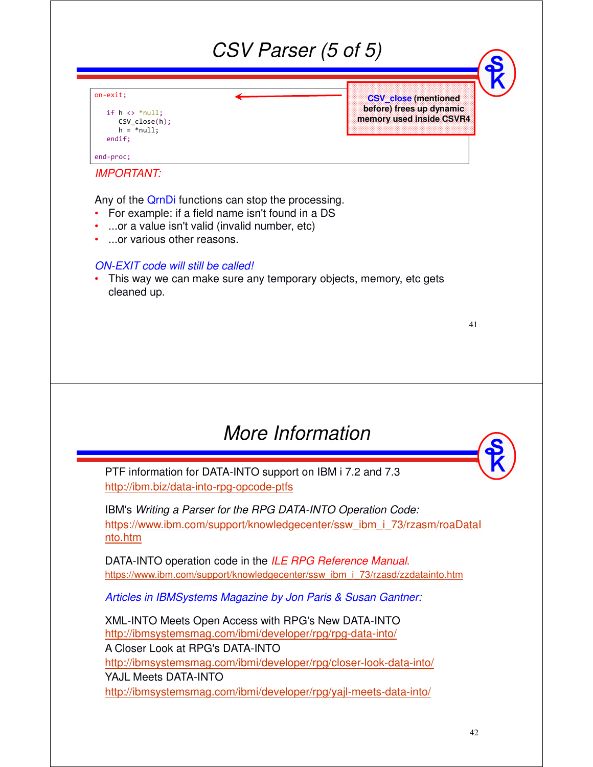# CSV Parser (5 of 5)

```
on-exit;

   if h <> *null;
      CSV_close(h);
      h = *null;
   endif;

end-proc;
```

**CSV_close (mentioned before) frees up dynamic memory used inside CSVR4**

*IMPORTANT:*

Any of the QrnDi functions can stop the processing.

- For example: if a field name isn't found in a DS
- ...or a value isn't valid (invalid number, etc)
- ...or various other reasons.

*ON-EXIT code will still be called!*

- This way we can make sure any temporary objects, memory, etc gets cleaned up.

# More Information

PTF information for DATA-INTO support on IBM i 7.2 and 7.3
http://ibm.biz/data-into-rpg-opcode-ptfs

IBM's *Writing a Parser for the RPG DATA-INTO Operation Code:*
https://www.ibm.com/support/knowledgecenter/ssw_ibm_i_73/rzasm/roaDataInto.htm

DATA-INTO operation code in the *ILE RPG Reference Manual.*
https://www.ibm.com/support/knowledgecenter/ssw_ibm_i_73/rzasd/zzdatainto.htm

*Articles in IBMSystems Magazine by Jon Paris & Susan Gantner:*

XML-INTO Meets Open Access with RPG's New DATA-INTO
http://ibmsystemsmag.com/ibmi/developer/rpg/rpg-data-into/
A Closer Look at RPG's DATA-INTO
http://ibmsystemsmag.com/ibmi/developer/rpg/closer-look-data-into/
YAJL Meets DATA-INTO
http://ibmsystemsmag.com/ibmi/developer/rpg/yajl-meets-data-into/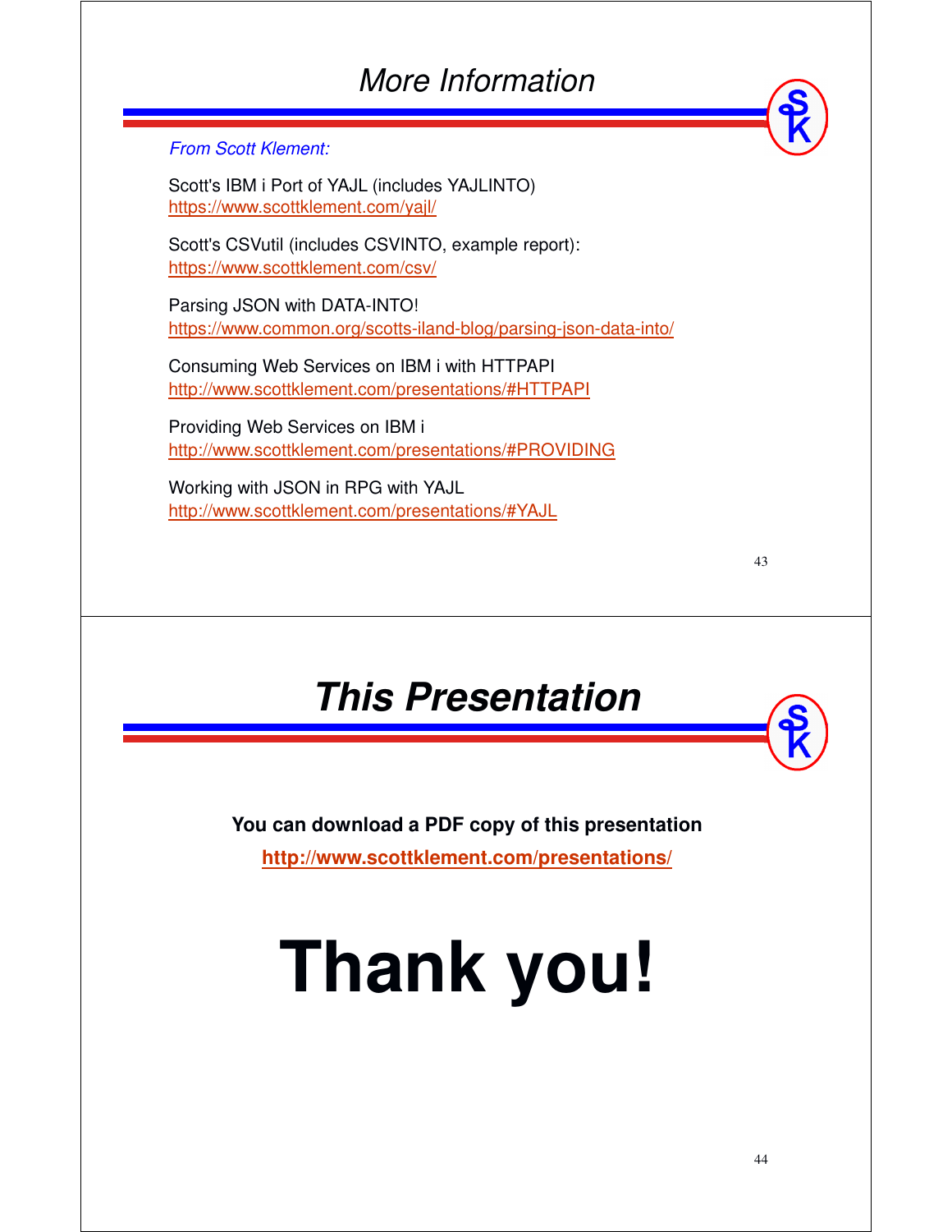## More Information

*From Scott Klement:*

Scott's IBM i Port of YAJL (includes YAJLINTO)
https://www.scottklement.com/yajl/

Scott's CSVutil (includes CSVINTO, example report):
https://www.scottklement.com/csv/

Parsing JSON with DATA-INTO!
https://www.common.org/scotts-iland-blog/parsing-json-data-into/

Consuming Web Services on IBM i with HTTPAPI
http://www.scottklement.com/presentations/#HTTPAPI

Providing Web Services on IBM i
http://www.scottklement.com/presentations/#PROVIDING

Working with JSON in RPG with YAJL
http://www.scottklement.com/presentations/#YAJL

## This Presentation

**You can download a PDF copy of this presentation**

**http://www.scottklement.com/presentations/**

# Thank you!